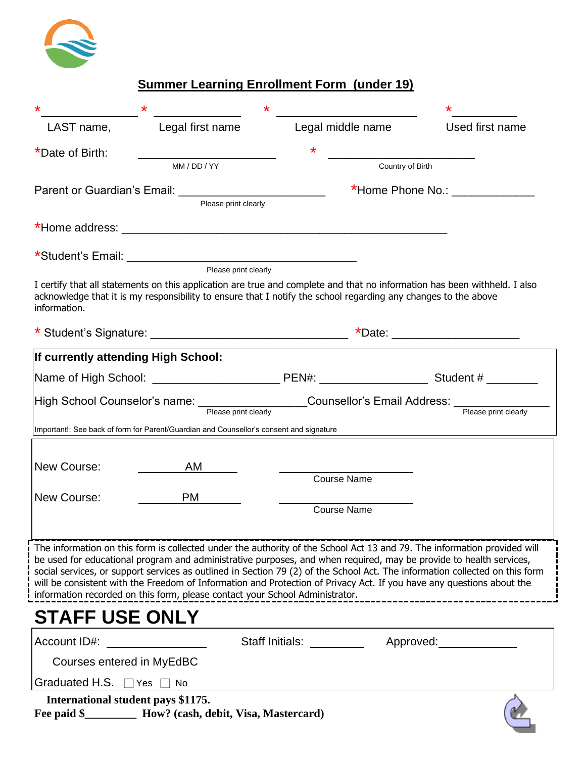## Summer Learning Enrollment Form (under 19)

| * ______________ | * ______________ | * ______________ | * ______________ |
|---|---|---|---|
| LAST name, | Legal first name | Legal middle name | Used first name |

*Date of Birth: ______________________ (MM / DD / YY) * ______________________ (Country of Birth)

Parent or Guardian's Email: ______________________ (Please print clearly) *Home Phone No.: ____________

*Home address: ________________________________________________

*Student's Email: ______________________________ (Please print clearly)

I certify that all statements on this application are true and complete and that no information has been withheld. I also acknowledge that it is my responsibility to ensure that I notify the school regarding any changes to the above information.

* Student's Signature: ____________________________ *Date: __________________

**If currently attending High School:**

Name of High School: __________________ PEN#: ________________ Student # ________

High School Counselor's name: ________________ (Please print clearly) Counsellor's Email Address: ______________ (Please print clearly)

Important!: See back of form for Parent/Guardian and Counsellor's consent and signature

New Course: ____AM____ ____________________ (Course Name)

New Course: ____PM____ ____________________ (Course Name)

The information on this form is collected under the authority of the School Act 13 and 79. The information provided will be used for educational program and administrative purposes, and when required, may be provide to health services, social services, or support services as outlined in Section 79 (2) of the School Act. The information collected on this form will be consistent with the Freedom of Information and Protection of Privacy Act. If you have any questions about the information recorded on this form, please contact your School Administrator.

# STAFF USE ONLY

Account ID#: ______________ Staff Initials: ________ Approved: ____________

Courses entered in MyEdBC

Graduated H.S. ☐ Yes ☐ No

**International student pays $1175.**

**Fee paid $________ How? (cash, debit, Visa, Mastercard)**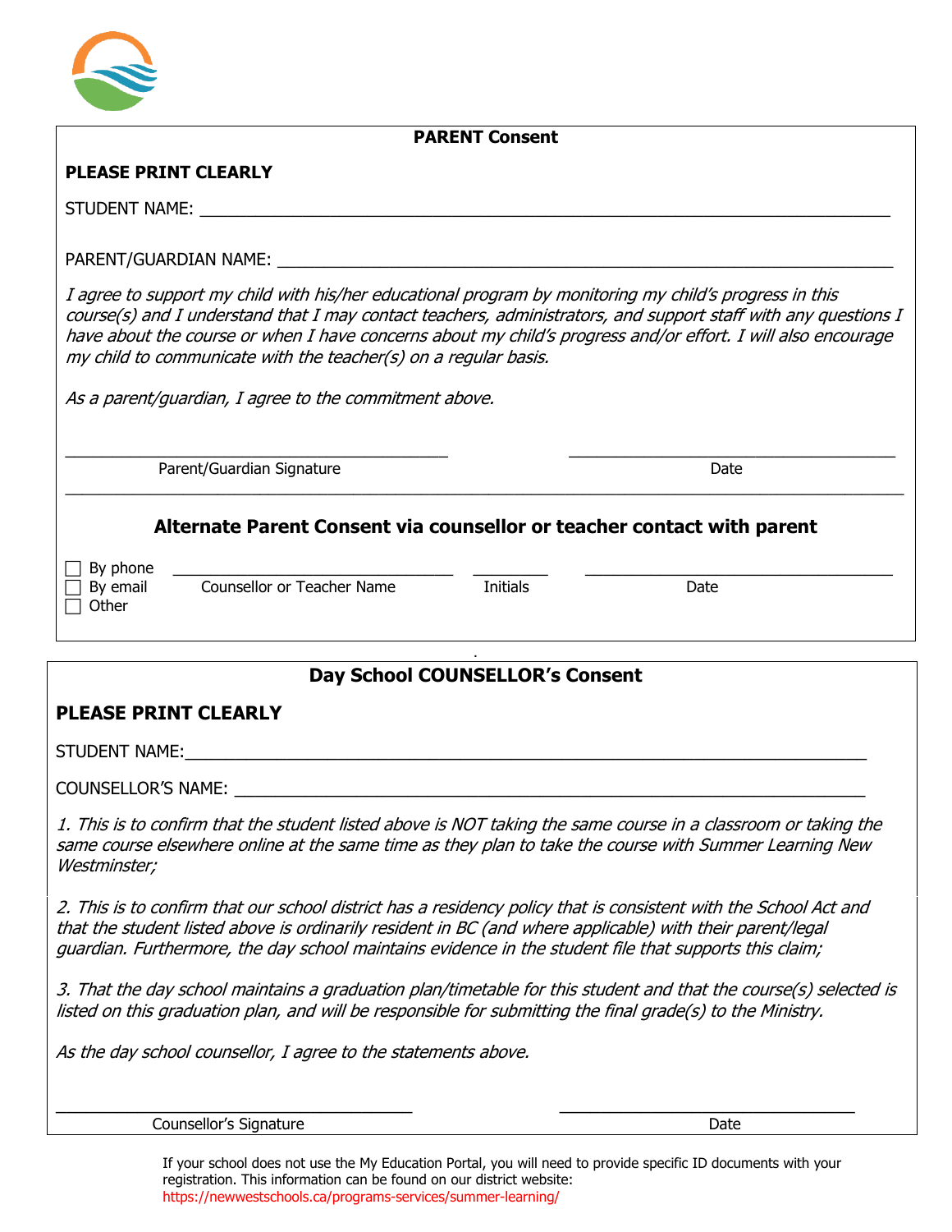## PARENT Consent

**PLEASE PRINT CLEARLY**

STUDENT NAME: ___________________________________________________________________________

PARENT/GUARDIAN NAME: ____________________________________________________________________

*I agree to support my child with his/her educational program by monitoring my child's progress in this course(s) and I understand that I may contact teachers, administrators, and support staff with any questions I have about the course or when I have concerns about my child's progress and/or effort. I will also encourage my child to communicate with the teacher(s) on a regular basis.*

*As a parent/guardian, I agree to the commitment above.*

_________________________________________ &nbsp;&nbsp;&nbsp;&nbsp; ____________________________________

Parent/Guardian Signature &nbsp;&nbsp;&nbsp;&nbsp; Date

### Alternate Parent Consent via counsellor or teacher contact with parent

- ☐ By phone
- ☐ By email
- ☐ Other

______________________________ &nbsp;&nbsp; ________ &nbsp;&nbsp; __________________________________

Counsellor or Teacher Name &nbsp;&nbsp; Initials &nbsp;&nbsp; Date

## Day School COUNSELLOR's Consent

**PLEASE PRINT CLEARLY**

STUDENT NAME:___________________________________________________________________________

COUNSELLOR'S NAME: ______________________________________________________________________

*1. This is to confirm that the student listed above is NOT taking the same course in a classroom or taking the same course elsewhere online at the same time as they plan to take the course with Summer Learning New Westminster;*

*2. This is to confirm that our school district has a residency policy that is consistent with the School Act and that the student listed above is ordinarily resident in BC (and where applicable) with their parent/legal guardian. Furthermore, the day school maintains evidence in the student file that supports this claim;*

*3. That the day school maintains a graduation plan/timetable for this student and that the course(s) selected is listed on this graduation plan, and will be responsible for submitting the final grade(s) to the Ministry.*

*As the day school counsellor, I agree to the statements above.*

_______________________________________ &nbsp;&nbsp;&nbsp;&nbsp; _________________________________

Counsellor's Signature &nbsp;&nbsp;&nbsp;&nbsp; Date

If your school does not use the My Education Portal, you will need to provide specific ID documents with your registration. This information can be found on our district website: https://newwestschools.ca/programs-services/summer-learning/